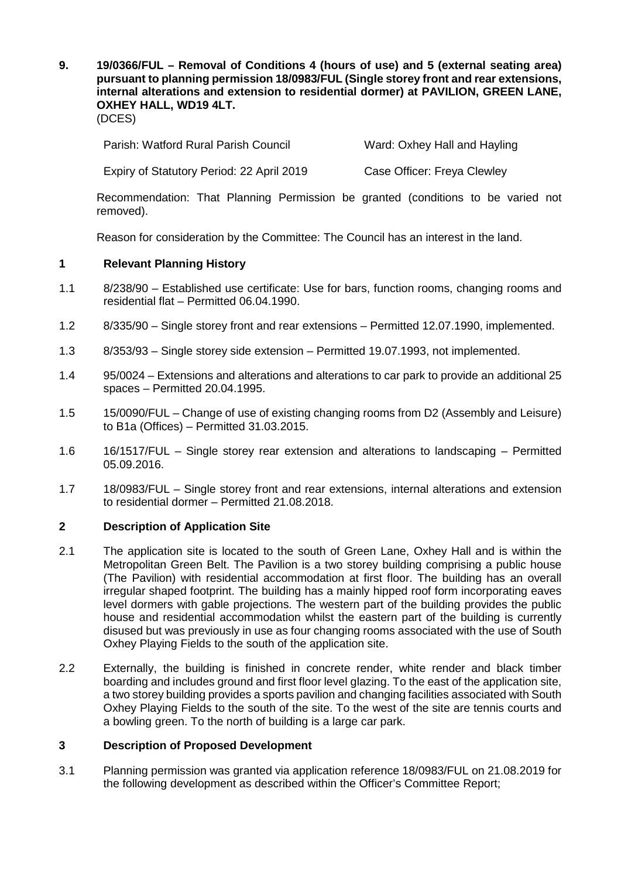**9. 19/0366/FUL – Removal of Conditions 4 (hours of use) and 5 (external seating area) pursuant to planning permission 18/0983/FUL (Single storey front and rear extensions, internal alterations and extension to residential dormer) at PAVILION, GREEN LANE, OXHEY HALL, WD19 4LT.**
(DCES)

| | |
|---|---|
| Parish: Watford Rural Parish Council | Ward: Oxhey Hall and Hayling |
| Expiry of Statutory Period: 22 April 2019 | Case Officer: Freya Clewley |

Recommendation: That Planning Permission be granted (conditions to be varied not removed).

Reason for consideration by the Committee: The Council has an interest in the land.

## 1 Relevant Planning History

1.1 8/238/90 – Established use certificate: Use for bars, function rooms, changing rooms and residential flat – Permitted 06.04.1990.

1.2 8/335/90 – Single storey front and rear extensions – Permitted 12.07.1990, implemented.

1.3 8/353/93 – Single storey side extension – Permitted 19.07.1993, not implemented.

1.4 95/0024 – Extensions and alterations and alterations to car park to provide an additional 25 spaces – Permitted 20.04.1995.

1.5 15/0090/FUL – Change of use of existing changing rooms from D2 (Assembly and Leisure) to B1a (Offices) – Permitted 31.03.2015.

1.6 16/1517/FUL – Single storey rear extension and alterations to landscaping – Permitted 05.09.2016.

1.7 18/0983/FUL – Single storey front and rear extensions, internal alterations and extension to residential dormer – Permitted 21.08.2018.

## 2 Description of Application Site

2.1 The application site is located to the south of Green Lane, Oxhey Hall and is within the Metropolitan Green Belt. The Pavilion is a two storey building comprising a public house (The Pavilion) with residential accommodation at first floor. The building has an overall irregular shaped footprint. The building has a mainly hipped roof form incorporating eaves level dormers with gable projections. The western part of the building provides the public house and residential accommodation whilst the eastern part of the building is currently disused but was previously in use as four changing rooms associated with the use of South Oxhey Playing Fields to the south of the application site.

2.2 Externally, the building is finished in concrete render, white render and black timber boarding and includes ground and first floor level glazing. To the east of the application site, a two storey building provides a sports pavilion and changing facilities associated with South Oxhey Playing Fields to the south of the site. To the west of the site are tennis courts and a bowling green. To the north of building is a large car park.

## 3 Description of Proposed Development

3.1 Planning permission was granted via application reference 18/0983/FUL on 21.08.2019 for the following development as described within the Officer's Committee Report;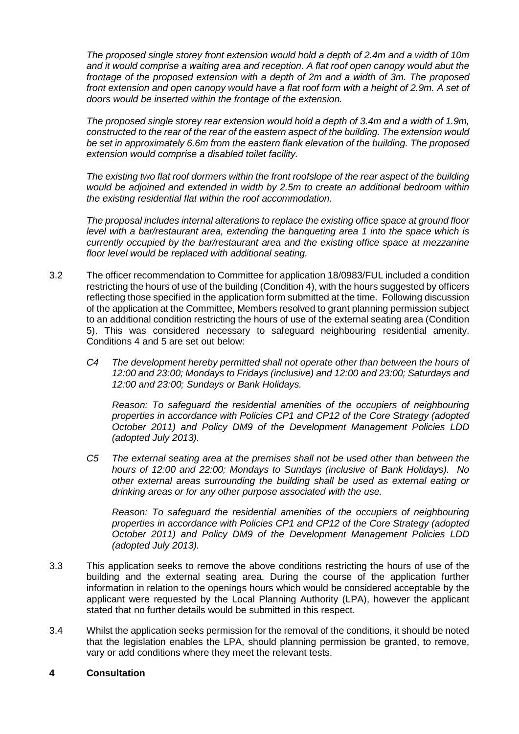*The proposed single storey front extension would hold a depth of 2.4m and a width of 10m and it would comprise a waiting area and reception. A flat roof open canopy would abut the frontage of the proposed extension with a depth of 2m and a width of 3m. The proposed front extension and open canopy would have a flat roof form with a height of 2.9m. A set of doors would be inserted within the frontage of the extension.*

*The proposed single storey rear extension would hold a depth of 3.4m and a width of 1.9m, constructed to the rear of the rear of the eastern aspect of the building. The extension would be set in approximately 6.6m from the eastern flank elevation of the building. The proposed extension would comprise a disabled toilet facility.*

*The existing two flat roof dormers within the front roofslope of the rear aspect of the building would be adjoined and extended in width by 2.5m to create an additional bedroom within the existing residential flat within the roof accommodation.*

*The proposal includes internal alterations to replace the existing office space at ground floor level with a bar/restaurant area, extending the banqueting area 1 into the space which is currently occupied by the bar/restaurant area and the existing office space at mezzanine floor level would be replaced with additional seating.*

3.2 The officer recommendation to Committee for application 18/0983/FUL included a condition restricting the hours of use of the building (Condition 4), with the hours suggested by officers reflecting those specified in the application form submitted at the time. Following discussion of the application at the Committee, Members resolved to grant planning permission subject to an additional condition restricting the hours of use of the external seating area (Condition 5). This was considered necessary to safeguard neighbouring residential amenity. Conditions 4 and 5 are set out below:

*C4 The development hereby permitted shall not operate other than between the hours of 12:00 and 23:00; Mondays to Fridays (inclusive) and 12:00 and 23:00; Saturdays and 12:00 and 23:00; Sundays or Bank Holidays.*

*Reason: To safeguard the residential amenities of the occupiers of neighbouring properties in accordance with Policies CP1 and CP12 of the Core Strategy (adopted October 2011) and Policy DM9 of the Development Management Policies LDD (adopted July 2013).*

*C5 The external seating area at the premises shall not be used other than between the hours of 12:00 and 22:00; Mondays to Sundays (inclusive of Bank Holidays). No other external areas surrounding the building shall be used as external eating or drinking areas or for any other purpose associated with the use.*

*Reason: To safeguard the residential amenities of the occupiers of neighbouring properties in accordance with Policies CP1 and CP12 of the Core Strategy (adopted October 2011) and Policy DM9 of the Development Management Policies LDD (adopted July 2013).*

3.3 This application seeks to remove the above conditions restricting the hours of use of the building and the external seating area. During the course of the application further information in relation to the openings hours which would be considered acceptable by the applicant were requested by the Local Planning Authority (LPA), however the applicant stated that no further details would be submitted in this respect.

3.4 Whilst the application seeks permission for the removal of the conditions, it should be noted that the legislation enables the LPA, should planning permission be granted, to remove, vary or add conditions where they meet the relevant tests.

## 4 Consultation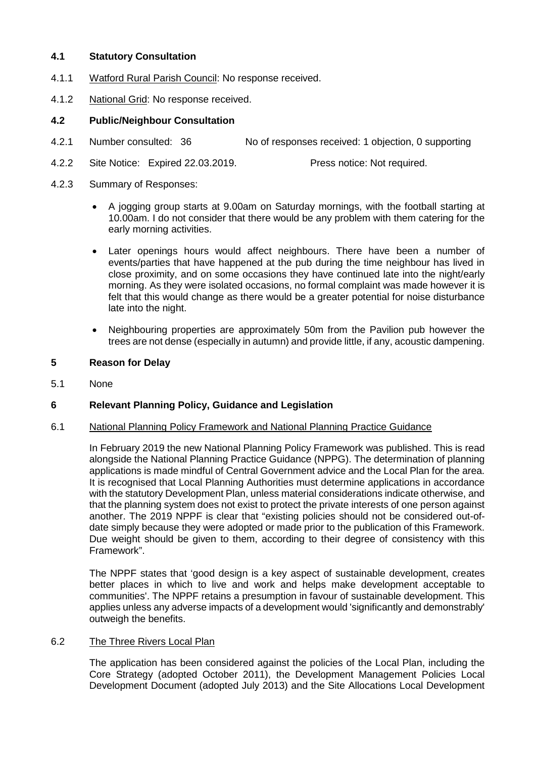## 4.1 Statistical Consultation

4.1.1 Watford Rural Parish Council: No response received.

4.1.2 National Grid: No response received.

## 4.2 Public/Neighbour Consultation

4.2.1 Number consulted: 36 No of responses received: 1 objection, 0 supporting

4.2.2 Site Notice: Expired 22.03.2019. Press notice: Not required.

4.2.3 Summary of Responses:

- A jogging group starts at 9.00am on Saturday mornings, with the football starting at 10.00am. I do not consider that there would be any problem with them catering for the early morning activities.
- Later openings hours would affect neighbours. There have been a number of events/parties that have happened at the pub during the time neighbour has lived in close proximity, and on some occasions they have continued late into the night/early morning. As they were isolated occasions, no formal complaint was made however it is felt that this would change as there would be a greater potential for noise disturbance late into the night.
- Neighbouring properties are approximately 50m from the Pavilion pub however the trees are not dense (especially in autumn) and provide little, if any, acoustic dampening.

## 5 Reason for Delay

5.1 None

## 6 Relevant Planning Policy, Guidance and Legislation

6.1 National Planning Policy Framework and National Planning Practice Guidance

In February 2019 the new National Planning Policy Framework was published. This is read alongside the National Planning Practice Guidance (NPPG). The determination of planning applications is made mindful of Central Government advice and the Local Plan for the area. It is recognised that Local Planning Authorities must determine applications in accordance with the statutory Development Plan, unless material considerations indicate otherwise, and that the planning system does not exist to protect the private interests of one person against another. The 2019 NPPF is clear that "existing policies should not be considered out-of-date simply because they were adopted or made prior to the publication of this Framework. Due weight should be given to them, according to their degree of consistency with this Framework".

The NPPF states that 'good design is a key aspect of sustainable development, creates better places in which to live and work and helps make development acceptable to communities'. The NPPF retains a presumption in favour of sustainable development. This applies unless any adverse impacts of a development would 'significantly and demonstrably' outweigh the benefits.

6.2 The Three Rivers Local Plan

The application has been considered against the policies of the Local Plan, including the Core Strategy (adopted October 2011), the Development Management Policies Local Development Document (adopted July 2013) and the Site Allocations Local Development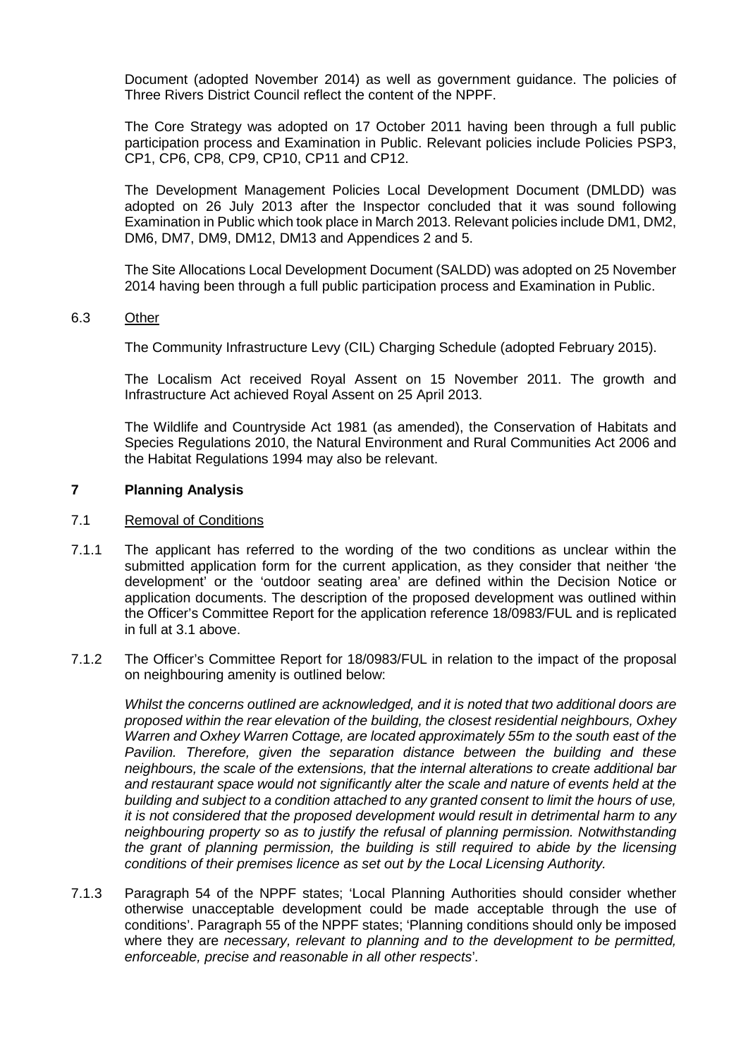Document (adopted November 2014) as well as government guidance. The policies of Three Rivers District Council reflect the content of the NPPF.

The Core Strategy was adopted on 17 October 2011 having been through a full public participation process and Examination in Public. Relevant policies include Policies PSP3, CP1, CP6, CP8, CP9, CP10, CP11 and CP12.

The Development Management Policies Local Development Document (DMLDD) was adopted on 26 July 2013 after the Inspector concluded that it was sound following Examination in Public which took place in March 2013. Relevant policies include DM1, DM2, DM6, DM7, DM9, DM12, DM13 and Appendices 2 and 5.

The Site Allocations Local Development Document (SALDD) was adopted on 25 November 2014 having been through a full public participation process and Examination in Public.

6.3 Other

The Community Infrastructure Levy (CIL) Charging Schedule (adopted February 2015).

The Localism Act received Royal Assent on 15 November 2011. The growth and Infrastructure Act achieved Royal Assent on 25 April 2013.

The Wildlife and Countryside Act 1981 (as amended), the Conservation of Habitats and Species Regulations 2010, the Natural Environment and Rural Communities Act 2006 and the Habitat Regulations 1994 may also be relevant.

## 7 Planning Analysis

7.1 Removal of Conditions

7.1.1 The applicant has referred to the wording of the two conditions as unclear within the submitted application form for the current application, as they consider that neither 'the development' or the 'outdoor seating area' are defined within the Decision Notice or application documents. The description of the proposed development was outlined within the Officer's Committee Report for the application reference 18/0983/FUL and is replicated in full at 3.1 above.

7.1.2 The Officer's Committee Report for 18/0983/FUL in relation to the impact of the proposal on neighbouring amenity is outlined below:

*Whilst the concerns outlined are acknowledged, and it is noted that two additional doors are proposed within the rear elevation of the building, the closest residential neighbours, Oxhey Warren and Oxhey Warren Cottage, are located approximately 55m to the south east of the Pavilion. Therefore, given the separation distance between the building and these neighbours, the scale of the extensions, that the internal alterations to create additional bar and restaurant space would not significantly alter the scale and nature of events held at the building and subject to a condition attached to any granted consent to limit the hours of use, it is not considered that the proposed development would result in detrimental harm to any neighbouring property so as to justify the refusal of planning permission. Notwithstanding the grant of planning permission, the building is still required to abide by the licensing conditions of their premises licence as set out by the Local Licensing Authority.*

7.1.3 Paragraph 54 of the NPPF states; 'Local Planning Authorities should consider whether otherwise unacceptable development could be made acceptable through the use of conditions'. Paragraph 55 of the NPPF states; 'Planning conditions should only be imposed where they are *necessary, relevant to planning and to the development to be permitted, enforceable, precise and reasonable in all other respects*'.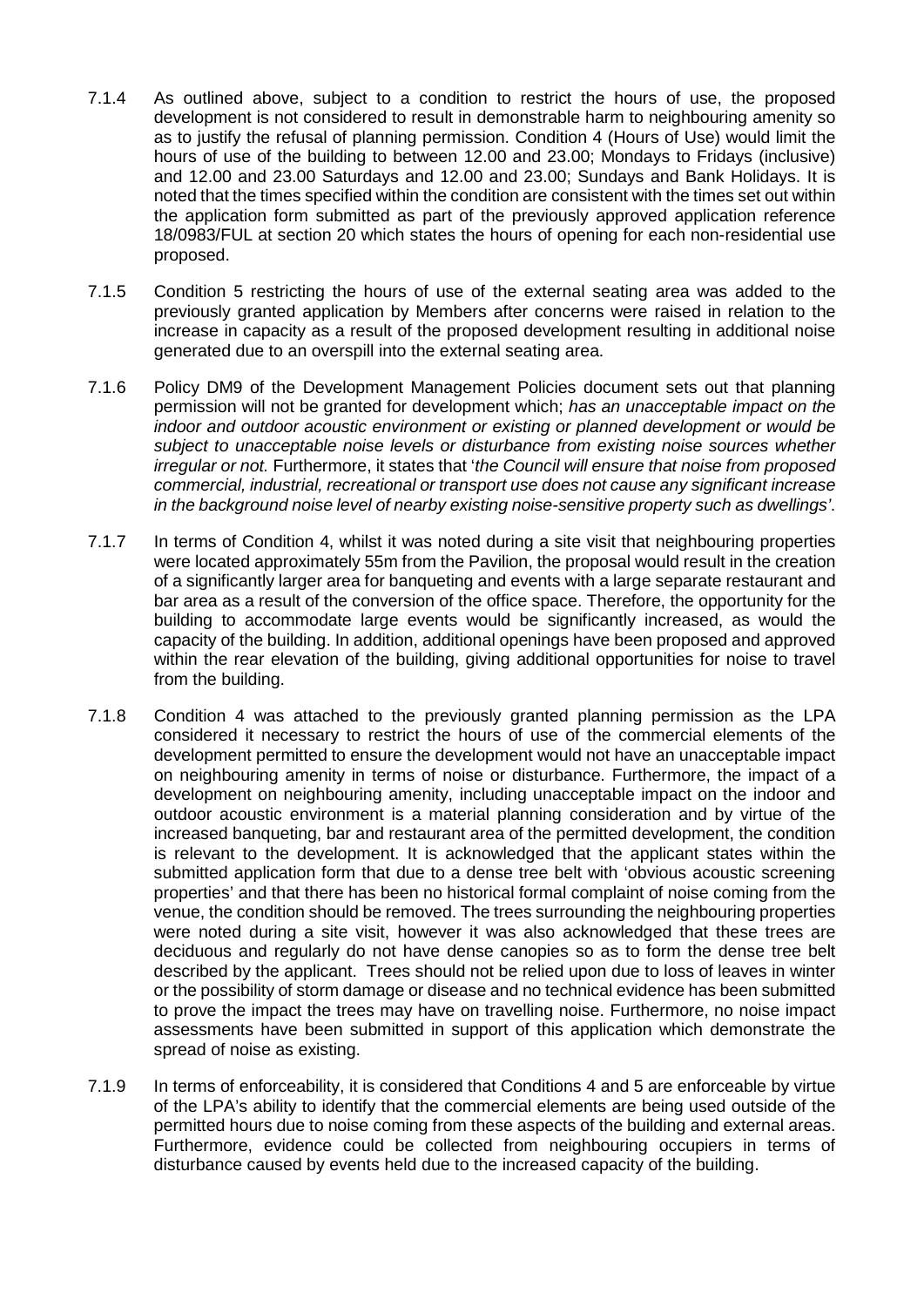7.1.4 As outlined above, subject to a condition to restrict the hours of use, the proposed development is not considered to result in demonstrable harm to neighbouring amenity so as to justify the refusal of planning permission. Condition 4 (Hours of Use) would limit the hours of use of the building to between 12.00 and 23.00; Mondays to Fridays (inclusive) and 12.00 and 23.00 Saturdays and 12.00 and 23.00; Sundays and Bank Holidays. It is noted that the times specified within the condition are consistent with the times set out within the application form submitted as part of the previously approved application reference 18/0983/FUL at section 20 which states the hours of opening for each non-residential use proposed.

7.1.5 Condition 5 restricting the hours of use of the external seating area was added to the previously granted application by Members after concerns were raised in relation to the increase in capacity as a result of the proposed development resulting in additional noise generated due to an overspill into the external seating area.

7.1.6 Policy DM9 of the Development Management Policies document sets out that planning permission will not be granted for development which; *has an unacceptable impact on the indoor and outdoor acoustic environment or existing or planned development or would be subject to unacceptable noise levels or disturbance from existing noise sources whether irregular or not.* Furthermore, it states that '*the Council will ensure that noise from proposed commercial, industrial, recreational or transport use does not cause any significant increase in the background noise level of nearby existing noise-sensitive property such as dwellings*'.

7.1.7 In terms of Condition 4, whilst it was noted during a site visit that neighbouring properties were located approximately 55m from the Pavilion, the proposal would result in the creation of a significantly larger area for banqueting and events with a large separate restaurant and bar area as a result of the conversion of the office space. Therefore, the opportunity for the building to accommodate large events would be significantly increased, as would the capacity of the building. In addition, additional openings have been proposed and approved within the rear elevation of the building, giving additional opportunities for noise to travel from the building.

7.1.8 Condition 4 was attached to the previously granted planning permission as the LPA considered it necessary to restrict the hours of use of the commercial elements of the development permitted to ensure the development would not have an unacceptable impact on neighbouring amenity in terms of noise or disturbance. Furthermore, the impact of a development on neighbouring amenity, including unacceptable impact on the indoor and outdoor acoustic environment is a material planning consideration and by virtue of the increased banqueting, bar and restaurant area of the permitted development, the condition is relevant to the development. It is acknowledged that the applicant states within the submitted application form that due to a dense tree belt with 'obvious acoustic screening properties' and that there has been no historical formal complaint of noise coming from the venue, the condition should be removed. The trees surrounding the neighbouring properties were noted during a site visit, however it was also acknowledged that these trees are deciduous and regularly do not have dense canopies so as to form the dense tree belt described by the applicant. Trees should not be relied upon due to loss of leaves in winter or the possibility of storm damage or disease and no technical evidence has been submitted to prove the impact the trees may have on travelling noise. Furthermore, no noise impact assessments have been submitted in support of this application which demonstrate the spread of noise as existing.

7.1.9 In terms of enforceability, it is considered that Conditions 4 and 5 are enforceable by virtue of the LPA's ability to identify that the commercial elements are being used outside of the permitted hours due to noise coming from these aspects of the building and external areas. Furthermore, evidence could be collected from neighbouring occupiers in terms of disturbance caused by events held due to the increased capacity of the building.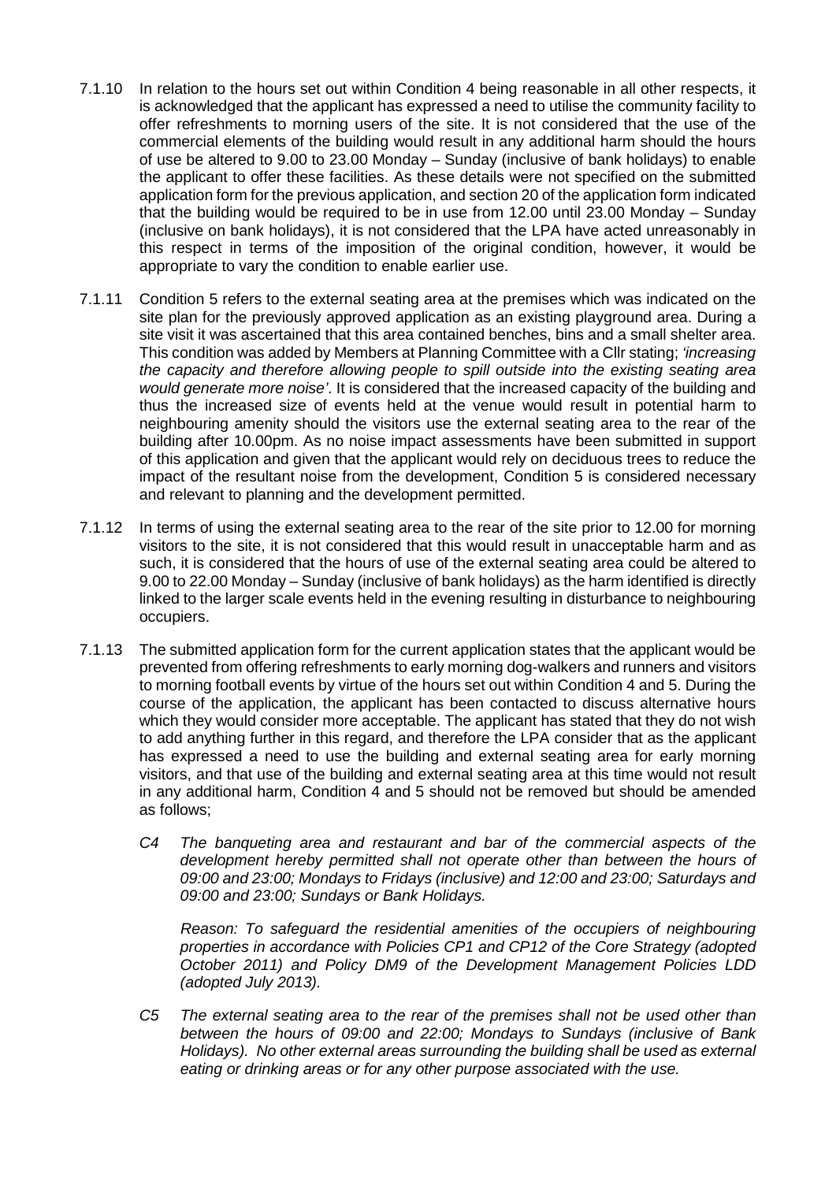7.1.10 In relation to the hours set out within Condition 4 being reasonable in all other respects, it is acknowledged that the applicant has expressed a need to utilise the community facility to offer refreshments to morning users of the site. It is not considered that the use of the commercial elements of the building would result in any additional harm should the hours of use be altered to 9.00 to 23.00 Monday – Sunday (inclusive of bank holidays) to enable the applicant to offer these facilities. As these details were not specified on the submitted application form for the previous application, and section 20 of the application form indicated that the building would be required to be in use from 12.00 until 23.00 Monday – Sunday (inclusive on bank holidays), it is not considered that the LPA have acted unreasonably in this respect in terms of the imposition of the original condition, however, it would be appropriate to vary the condition to enable earlier use.

7.1.11 Condition 5 refers to the external seating area at the premises which was indicated on the site plan for the previously approved application as an existing playground area. During a site visit it was ascertained that this area contained benches, bins and a small shelter area. This condition was added by Members at Planning Committee with a Cllr stating; *'increasing the capacity and therefore allowing people to spill outside into the existing seating area would generate more noise'*. It is considered that the increased capacity of the building and thus the increased size of events held at the venue would result in potential harm to neighbouring amenity should the visitors use the external seating area to the rear of the building after 10.00pm. As no noise impact assessments have been submitted in support of this application and given that the applicant would rely on deciduous trees to reduce the impact of the resultant noise from the development, Condition 5 is considered necessary and relevant to planning and the development permitted.

7.1.12 In terms of using the external seating area to the rear of the site prior to 12.00 for morning visitors to the site, it is not considered that this would result in unacceptable harm and as such, it is considered that the hours of use of the external seating area could be altered to 9.00 to 22.00 Monday – Sunday (inclusive of bank holidays) as the harm identified is directly linked to the larger scale events held in the evening resulting in disturbance to neighbouring occupiers.

7.1.13 The submitted application form for the current application states that the applicant would be prevented from offering refreshments to early morning dog-walkers and runners and visitors to morning football events by virtue of the hours set out within Condition 4 and 5. During the course of the application, the applicant has been contacted to discuss alternative hours which they would consider more acceptable. The applicant has stated that they do not wish to add anything further in this regard, and therefore the LPA consider that as the applicant has expressed a need to use the building and external seating area for early morning visitors, and that use of the building and external seating area at this time would not result in any additional harm, Condition 4 and 5 should not be removed but should be amended as follows;

*C4 The banqueting area and restaurant and bar of the commercial aspects of the development hereby permitted shall not operate other than between the hours of 09:00 and 23:00; Mondays to Fridays (inclusive) and 12:00 and 23:00; Saturdays and 09:00 and 23:00; Sundays or Bank Holidays.*

*Reason: To safeguard the residential amenities of the occupiers of neighbouring properties in accordance with Policies CP1 and CP12 of the Core Strategy (adopted October 2011) and Policy DM9 of the Development Management Policies LDD (adopted July 2013).*

*C5 The external seating area to the rear of the premises shall not be used other than between the hours of 09:00 and 22:00; Mondays to Sundays (inclusive of Bank Holidays). No other external areas surrounding the building shall be used as external eating or drinking areas or for any other purpose associated with the use.*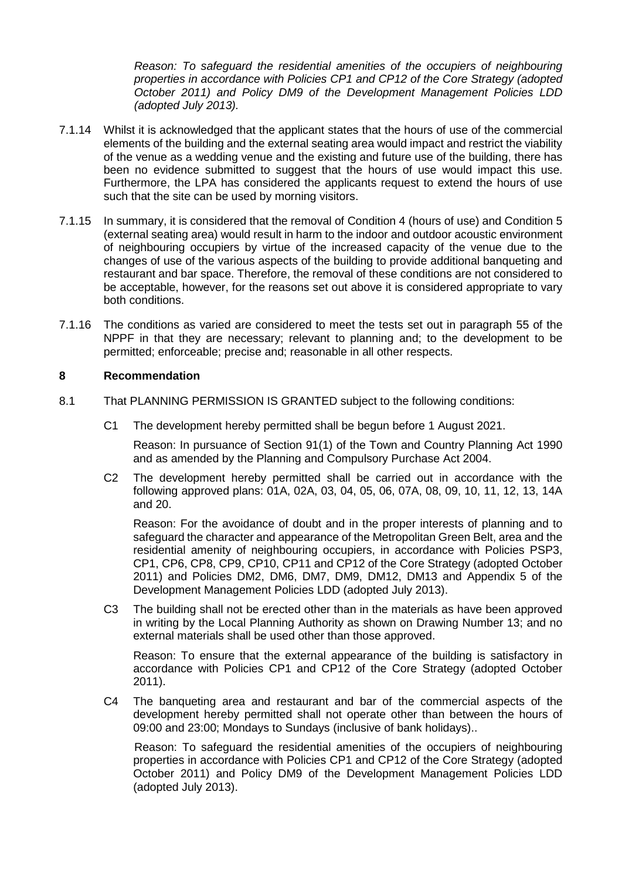*Reason: To safeguard the residential amenities of the occupiers of neighbouring properties in accordance with Policies CP1 and CP12 of the Core Strategy (adopted October 2011) and Policy DM9 of the Development Management Policies LDD (adopted July 2013).*

7.1.14 Whilst it is acknowledged that the applicant states that the hours of use of the commercial elements of the building and the external seating area would impact and restrict the viability of the venue as a wedding venue and the existing and future use of the building, there has been no evidence submitted to suggest that the hours of use would impact this use. Furthermore, the LPA has considered the applicants request to extend the hours of use such that the site can be used by morning visitors.

7.1.15 In summary, it is considered that the removal of Condition 4 (hours of use) and Condition 5 (external seating area) would result in harm to the indoor and outdoor acoustic environment of neighbouring occupiers by virtue of the increased capacity of the venue due to the changes of use of the various aspects of the building to provide additional banqueting and restaurant and bar space. Therefore, the removal of these conditions are not considered to be acceptable, however, for the reasons set out above it is considered appropriate to vary both conditions.

7.1.16 The conditions as varied are considered to meet the tests set out in paragraph 55 of the NPPF in that they are necessary; relevant to planning and; to the development to be permitted; enforceable; precise and; reasonable in all other respects.

## 8 Recommendation

8.1 That PLANNING PERMISSION IS GRANTED subject to the following conditions:

C1 The development hereby permitted shall be begun before 1 August 2021.

Reason: In pursuance of Section 91(1) of the Town and Country Planning Act 1990 and as amended by the Planning and Compulsory Purchase Act 2004.

C2 The development hereby permitted shall be carried out in accordance with the following approved plans: 01A, 02A, 03, 04, 05, 06, 07A, 08, 09, 10, 11, 12, 13, 14A and 20.

Reason: For the avoidance of doubt and in the proper interests of planning and to safeguard the character and appearance of the Metropolitan Green Belt, area and the residential amenity of neighbouring occupiers, in accordance with Policies PSP3, CP1, CP6, CP8, CP9, CP10, CP11 and CP12 of the Core Strategy (adopted October 2011) and Policies DM2, DM6, DM7, DM9, DM12, DM13 and Appendix 5 of the Development Management Policies LDD (adopted July 2013).

C3 The building shall not be erected other than in the materials as have been approved in writing by the Local Planning Authority as shown on Drawing Number 13; and no external materials shall be used other than those approved.

Reason: To ensure that the external appearance of the building is satisfactory in accordance with Policies CP1 and CP12 of the Core Strategy (adopted October 2011).

C4 The banqueting area and restaurant and bar of the commercial aspects of the development hereby permitted shall not operate other than between the hours of 09:00 and 23:00; Mondays to Sundays (inclusive of bank holidays)..

Reason: To safeguard the residential amenities of the occupiers of neighbouring properties in accordance with Policies CP1 and CP12 of the Core Strategy (adopted October 2011) and Policy DM9 of the Development Management Policies LDD (adopted July 2013).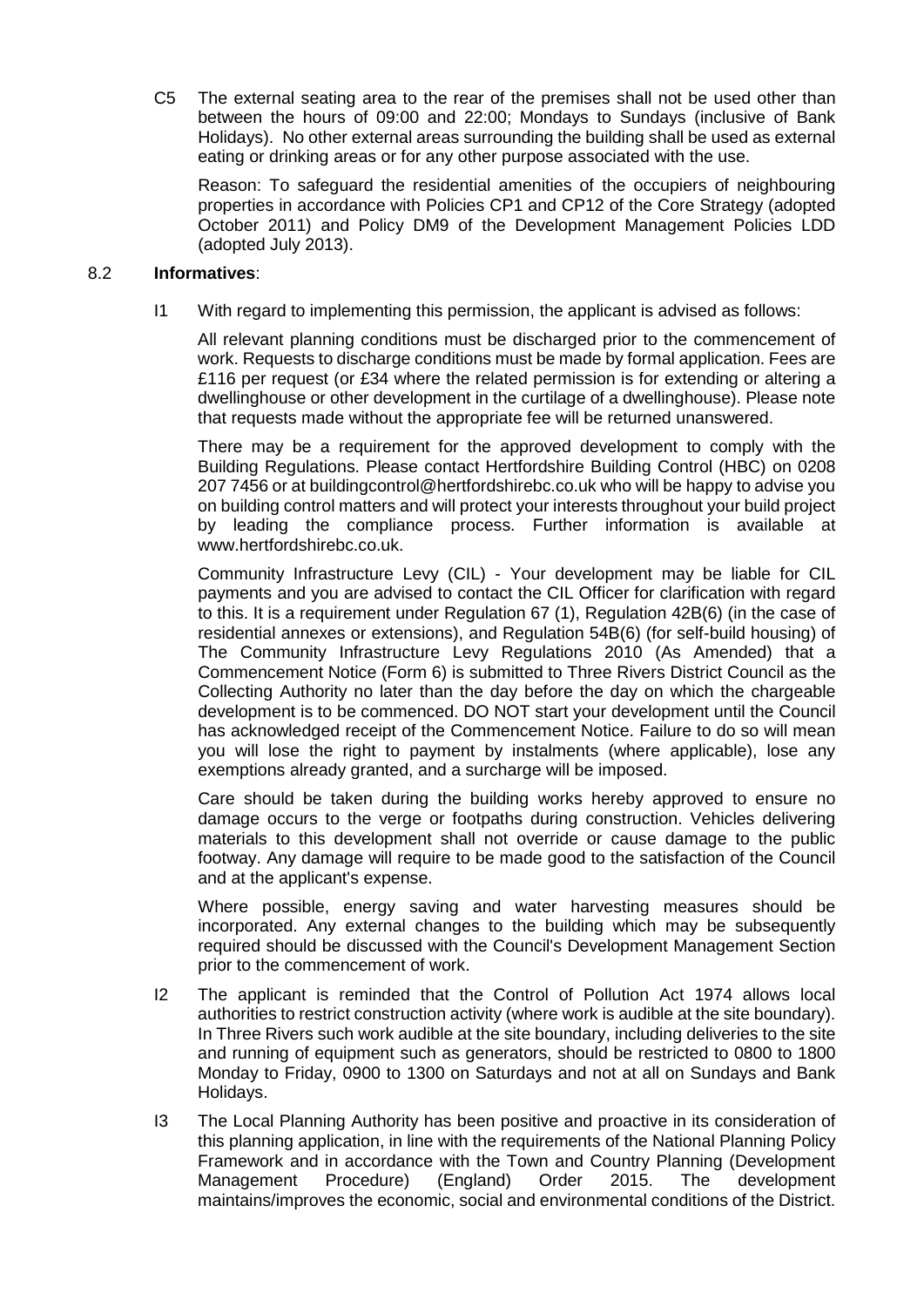C5 The external seating area to the rear of the premises shall not be used other than between the hours of 09:00 and 22:00; Mondays to Sundays (inclusive of Bank Holidays). No other external areas surrounding the building shall be used as external eating or drinking areas or for any other purpose associated with the use.

Reason: To safeguard the residential amenities of the occupiers of neighbouring properties in accordance with Policies CP1 and CP12 of the Core Strategy (adopted October 2011) and Policy DM9 of the Development Management Policies LDD (adopted July 2013).

8.2 **Informatives**:

I1 With regard to implementing this permission, the applicant is advised as follows:

All relevant planning conditions must be discharged prior to the commencement of work. Requests to discharge conditions must be made by formal application. Fees are £116 per request (or £34 where the related permission is for extending or altering a dwellinghouse or other development in the curtilage of a dwellinghouse). Please note that requests made without the appropriate fee will be returned unanswered.

There may be a requirement for the approved development to comply with the Building Regulations. Please contact Hertfordshire Building Control (HBC) on 0208 207 7456 or at buildingcontrol@hertfordshirebc.co.uk who will be happy to advise you on building control matters and will protect your interests throughout your build project by leading the compliance process. Further information is available at www.hertfordshirebc.co.uk.

Community Infrastructure Levy (CIL) - Your development may be liable for CIL payments and you are advised to contact the CIL Officer for clarification with regard to this. It is a requirement under Regulation 67 (1), Regulation 42B(6) (in the case of residential annexes or extensions), and Regulation 54B(6) (for self-build housing) of The Community Infrastructure Levy Regulations 2010 (As Amended) that a Commencement Notice (Form 6) is submitted to Three Rivers District Council as the Collecting Authority no later than the day before the day on which the chargeable development is to be commenced. DO NOT start your development until the Council has acknowledged receipt of the Commencement Notice. Failure to do so will mean you will lose the right to payment by instalments (where applicable), lose any exemptions already granted, and a surcharge will be imposed.

Care should be taken during the building works hereby approved to ensure no damage occurs to the verge or footpaths during construction. Vehicles delivering materials to this development shall not override or cause damage to the public footway. Any damage will require to be made good to the satisfaction of the Council and at the applicant's expense.

Where possible, energy saving and water harvesting measures should be incorporated. Any external changes to the building which may be subsequently required should be discussed with the Council's Development Management Section prior to the commencement of work.

I2 The applicant is reminded that the Control of Pollution Act 1974 allows local authorities to restrict construction activity (where work is audible at the site boundary). In Three Rivers such work audible at the site boundary, including deliveries to the site and running of equipment such as generators, should be restricted to 0800 to 1800 Monday to Friday, 0900 to 1300 on Saturdays and not at all on Sundays and Bank Holidays.

I3 The Local Planning Authority has been positive and proactive in its consideration of this planning application, in line with the requirements of the National Planning Policy Framework and in accordance with the Town and Country Planning (Development Management Procedure) (England) Order 2015. The development maintains/improves the economic, social and environmental conditions of the District.